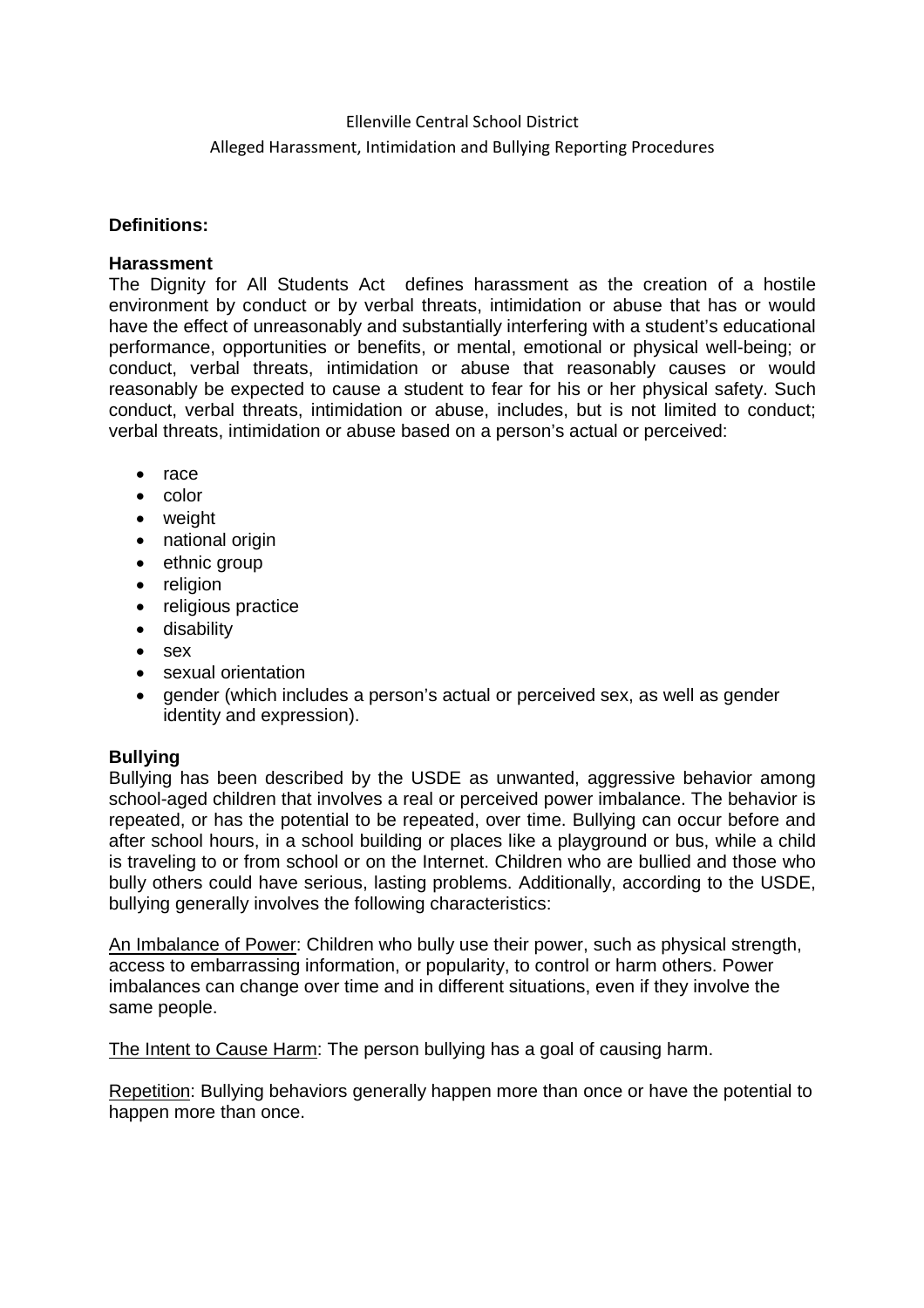Ellenville Central School District

Alleged Harassment, Intimidation and Bullying Reporting Procedures

**Definitions:**

**Harassment**

The Dignity for All Students Act defines harassment as the creation of a hostile environment by conduct or by verbal threats, intimidation or abuse that has or would have the effect of unreasonably and substantially interfering with a student's educational performance, opportunities or benefits, or mental, emotional or physical well-being; or conduct, verbal threats, intimidation or abuse that reasonably causes or would reasonably be expected to cause a student to fear for his or her physical safety. Such conduct, verbal threats, intimidation or abuse, includes, but is not limited to conduct; verbal threats, intimidation or abuse based on a person's actual or perceived:

- race
- color
- weight
- national origin
- ethnic group
- religion
- religious practice
- disability
- sex
- sexual orientation
- gender (which includes a person's actual or perceived sex, as well as gender identity and expression).

**Bullying**

Bullying has been described by the USDE as unwanted, aggressive behavior among school-aged children that involves a real or perceived power imbalance. The behavior is repeated, or has the potential to be repeated, over time. Bullying can occur before and after school hours, in a school building or places like a playground or bus, while a child is traveling to or from school or on the Internet. Children who are bullied and those who bully others could have serious, lasting problems. Additionally, according to the USDE, bullying generally involves the following characteristics:

<u>An Imbalance of Power</u>: Children who bully use their power, such as physical strength, access to embarrassing information, or popularity, to control or harm others. Power imbalances can change over time and in different situations, even if they involve the same people.

<u>The Intent to Cause Harm</u>: The person bullying has a goal of causing harm.

<u>Repetition</u>: Bullying behaviors generally happen more than once or have the potential to happen more than once.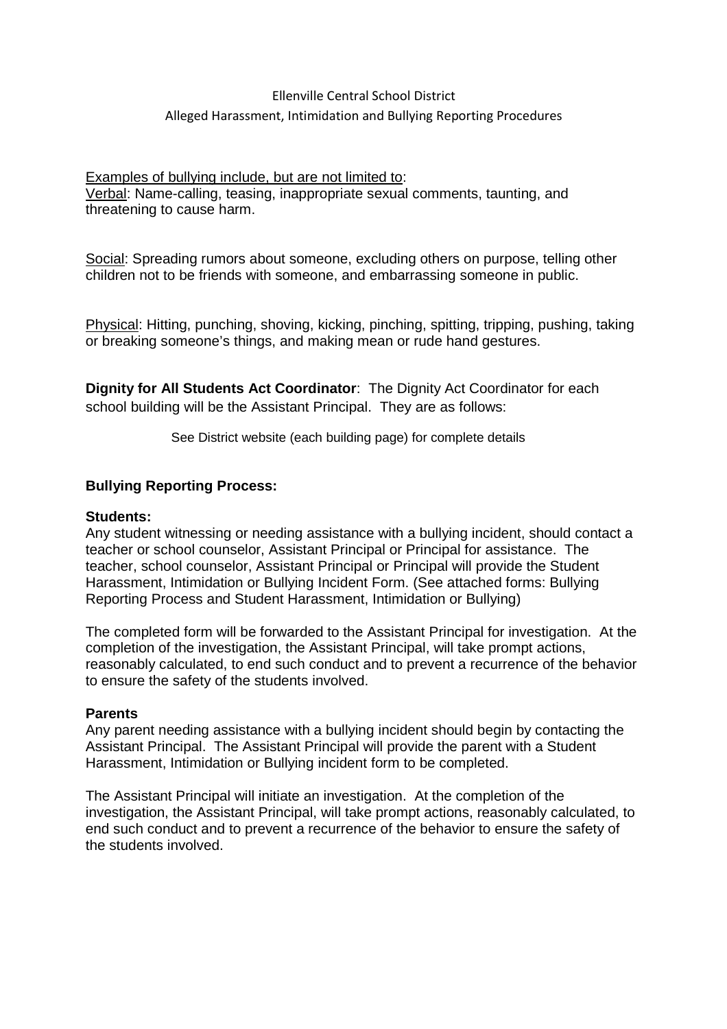Ellenville Central School District

Alleged Harassment, Intimidation and Bullying Reporting Procedures

Examples of bullying include, but are not limited to:

Verbal: Name-calling, teasing, inappropriate sexual comments, taunting, and threatening to cause harm.

Social: Spreading rumors about someone, excluding others on purpose, telling other children not to be friends with someone, and embarrassing someone in public.

Physical: Hitting, punching, shoving, kicking, pinching, spitting, tripping, pushing, taking or breaking someone's things, and making mean or rude hand gestures.

**Dignity for All Students Act Coordinator**: The Dignity Act Coordinator for each school building will be the Assistant Principal. They are as follows:

See District website (each building page) for complete details

**Bullying Reporting Process:**

**Students:**

Any student witnessing or needing assistance with a bullying incident, should contact a teacher or school counselor, Assistant Principal or Principal for assistance. The teacher, school counselor, Assistant Principal or Principal will provide the Student Harassment, Intimidation or Bullying Incident Form. (See attached forms: Bullying Reporting Process and Student Harassment, Intimidation or Bullying)

The completed form will be forwarded to the Assistant Principal for investigation. At the completion of the investigation, the Assistant Principal, will take prompt actions, reasonably calculated, to end such conduct and to prevent a recurrence of the behavior to ensure the safety of the students involved.

**Parents**

Any parent needing assistance with a bullying incident should begin by contacting the Assistant Principal. The Assistant Principal will provide the parent with a Student Harassment, Intimidation or Bullying incident form to be completed.

The Assistant Principal will initiate an investigation. At the completion of the investigation, the Assistant Principal, will take prompt actions, reasonably calculated, to end such conduct and to prevent a recurrence of the behavior to ensure the safety of the students involved.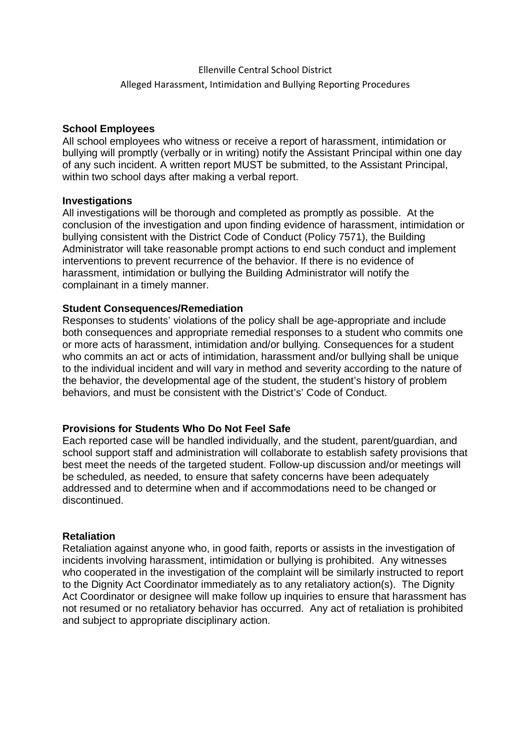Ellenville Central School District

Alleged Harassment, Intimidation and Bullying Reporting Procedures

**School Employees**

All school employees who witness or receive a report of harassment, intimidation or bullying will promptly (verbally or in writing) notify the Assistant Principal within one day of any such incident. A written report MUST be submitted, to the Assistant Principal, within two school days after making a verbal report.

**Investigations**

All investigations will be thorough and completed as promptly as possible. At the conclusion of the investigation and upon finding evidence of harassment, intimidation or bullying consistent with the District Code of Conduct (Policy 7571), the Building Administrator will take reasonable prompt actions to end such conduct and implement interventions to prevent recurrence of the behavior. If there is no evidence of harassment, intimidation or bullying the Building Administrator will notify the complainant in a timely manner.

**Student Consequences/Remediation**

Responses to students' violations of the policy shall be age-appropriate and include both consequences and appropriate remedial responses to a student who commits one or more acts of harassment, intimidation and/or bullying. Consequences for a student who commits an act or acts of intimidation, harassment and/or bullying shall be unique to the individual incident and will vary in method and severity according to the nature of the behavior, the developmental age of the student, the student's history of problem behaviors, and must be consistent with the District's' Code of Conduct.

**Provisions for Students Who Do Not Feel Safe**

Each reported case will be handled individually, and the student, parent/guardian, and school support staff and administration will collaborate to establish safety provisions that best meet the needs of the targeted student. Follow-up discussion and/or meetings will be scheduled, as needed, to ensure that safety concerns have been adequately addressed and to determine when and if accommodations need to be changed or discontinued.

**Retaliation**

Retaliation against anyone who, in good faith, reports or assists in the investigation of incidents involving harassment, intimidation or bullying is prohibited. Any witnesses who cooperated in the investigation of the complaint will be similarly instructed to report to the Dignity Act Coordinator immediately as to any retaliatory action(s). The Dignity Act Coordinator or designee will make follow up inquiries to ensure that harassment has not resumed or no retaliatory behavior has occurred. Any act of retaliation is prohibited and subject to appropriate disciplinary action.